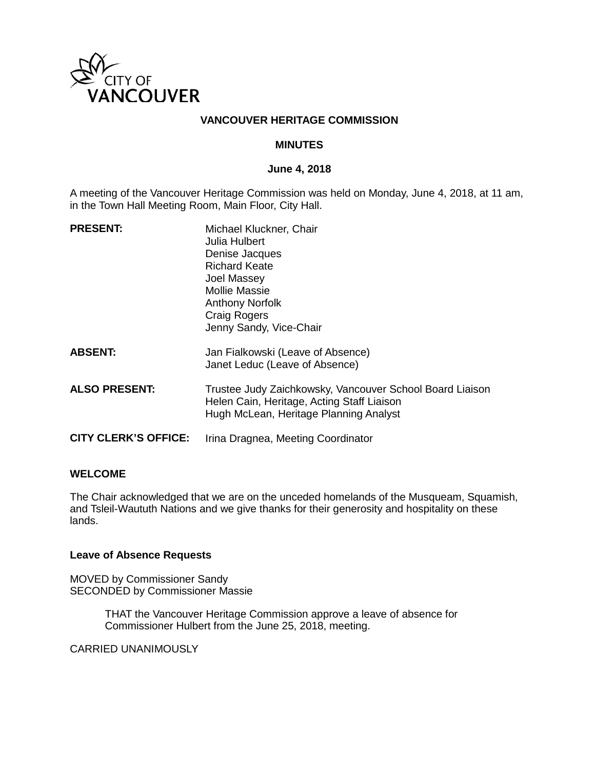CITY OF VANCOUVER

**VANCOUVER HERITAGE COMMISSION**

**MINUTES**

**June 4, 2018**

A meeting of the Vancouver Heritage Commission was held on Monday, June 4, 2018, at 11 am, in the Town Hall Meeting Room, Main Floor, City Hall.

| | |
|---|---|
| **PRESENT:** | Michael Kluckner, Chair<br>Julia Hulbert<br>Denise Jacques<br>Richard Keate<br>Joel Massey<br>Mollie Massie<br>Anthony Norfolk<br>Craig Rogers<br>Jenny Sandy, Vice-Chair |
| **ABSENT:** | Jan Fialkowski (Leave of Absence)<br>Janet Leduc (Leave of Absence) |
| **ALSO PRESENT:** | Trustee Judy Zaichkowsky, Vancouver School Board Liaison<br>Helen Cain, Heritage, Acting Staff Liaison<br>Hugh McLean, Heritage Planning Analyst |
| **CITY CLERK'S OFFICE:** | Irina Dragnea, Meeting Coordinator |

**WELCOME**

The Chair acknowledged that we are on the unceded homelands of the Musqueam, Squamish, and Tsleil-Waututh Nations and we give thanks for their generosity and hospitality on these lands.

**Leave of Absence Requests**

MOVED by Commissioner Sandy
SECONDED by Commissioner Massie

> THAT the Vancouver Heritage Commission approve a leave of absence for Commissioner Hulbert from the June 25, 2018, meeting.

CARRIED UNANIMOUSLY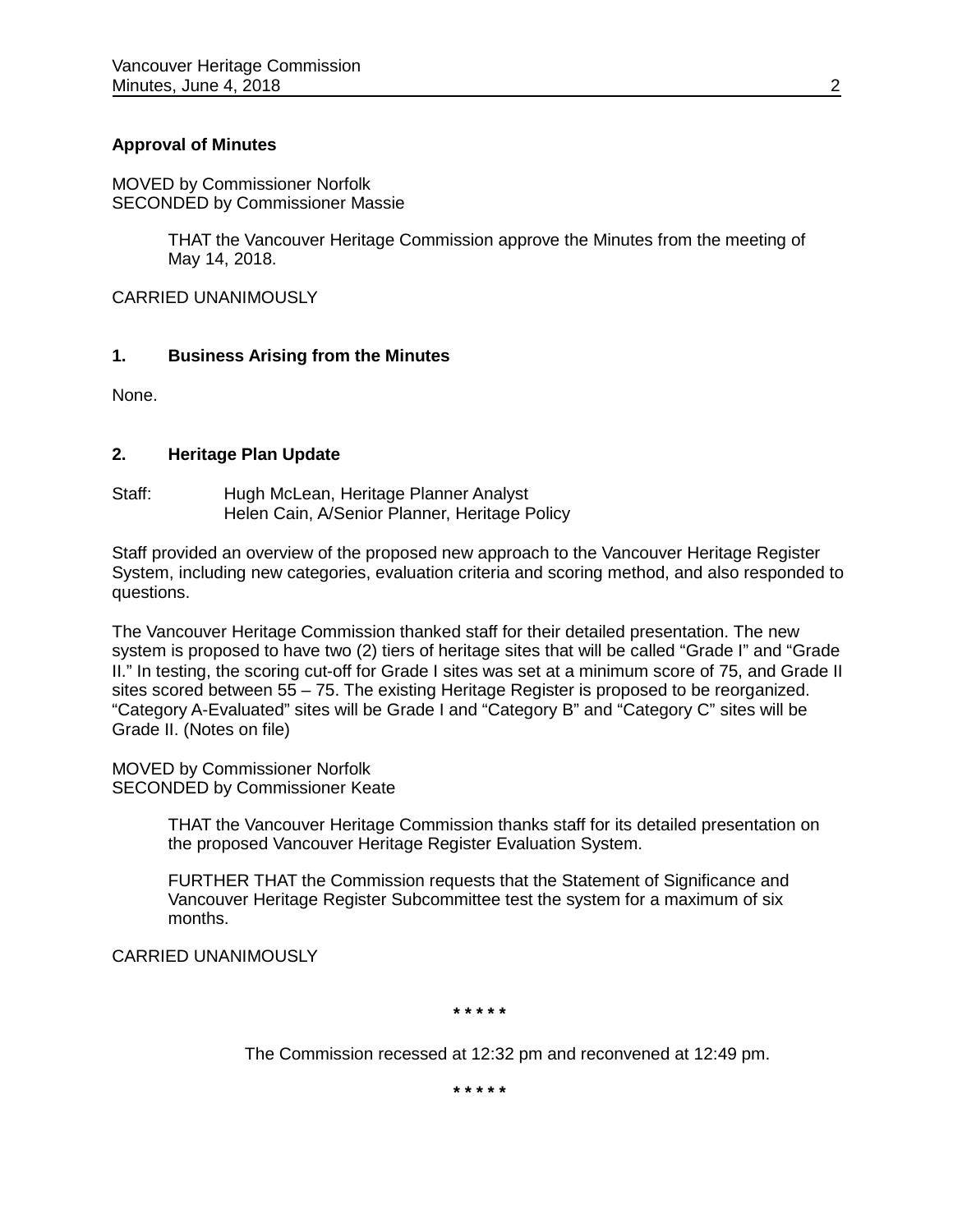**Approval of Minutes**

MOVED by Commissioner Norfolk
SECONDED by Commissioner Massie

> THAT the Vancouver Heritage Commission approve the Minutes from the meeting of May 14, 2018.

CARRIED UNANIMOUSLY

## 1. Business Arising from the Minutes

None.

## 2. Heritage Plan Update

Staff: Hugh McLean, Heritage Planner Analyst
Helen Cain, A/Senior Planner, Heritage Policy

Staff provided an overview of the proposed new approach to the Vancouver Heritage Register System, including new categories, evaluation criteria and scoring method, and also responded to questions.

The Vancouver Heritage Commission thanked staff for their detailed presentation. The new system is proposed to have two (2) tiers of heritage sites that will be called "Grade I" and "Grade II." In testing, the scoring cut-off for Grade I sites was set at a minimum score of 75, and Grade II sites scored between 55 – 75. The existing Heritage Register is proposed to be reorganized. "Category A-Evaluated" sites will be Grade I and "Category B" and "Category C" sites will be Grade II. (Notes on file)

MOVED by Commissioner Norfolk
SECONDED by Commissioner Keate

> THAT the Vancouver Heritage Commission thanks staff for its detailed presentation on the proposed Vancouver Heritage Register Evaluation System.
>
> FURTHER THAT the Commission requests that the Statement of Significance and Vancouver Heritage Register Subcommittee test the system for a maximum of six months.

CARRIED UNANIMOUSLY

\* \* \* \* \*

The Commission recessed at 12:32 pm and reconvened at 12:49 pm.

\* \* \* \* \*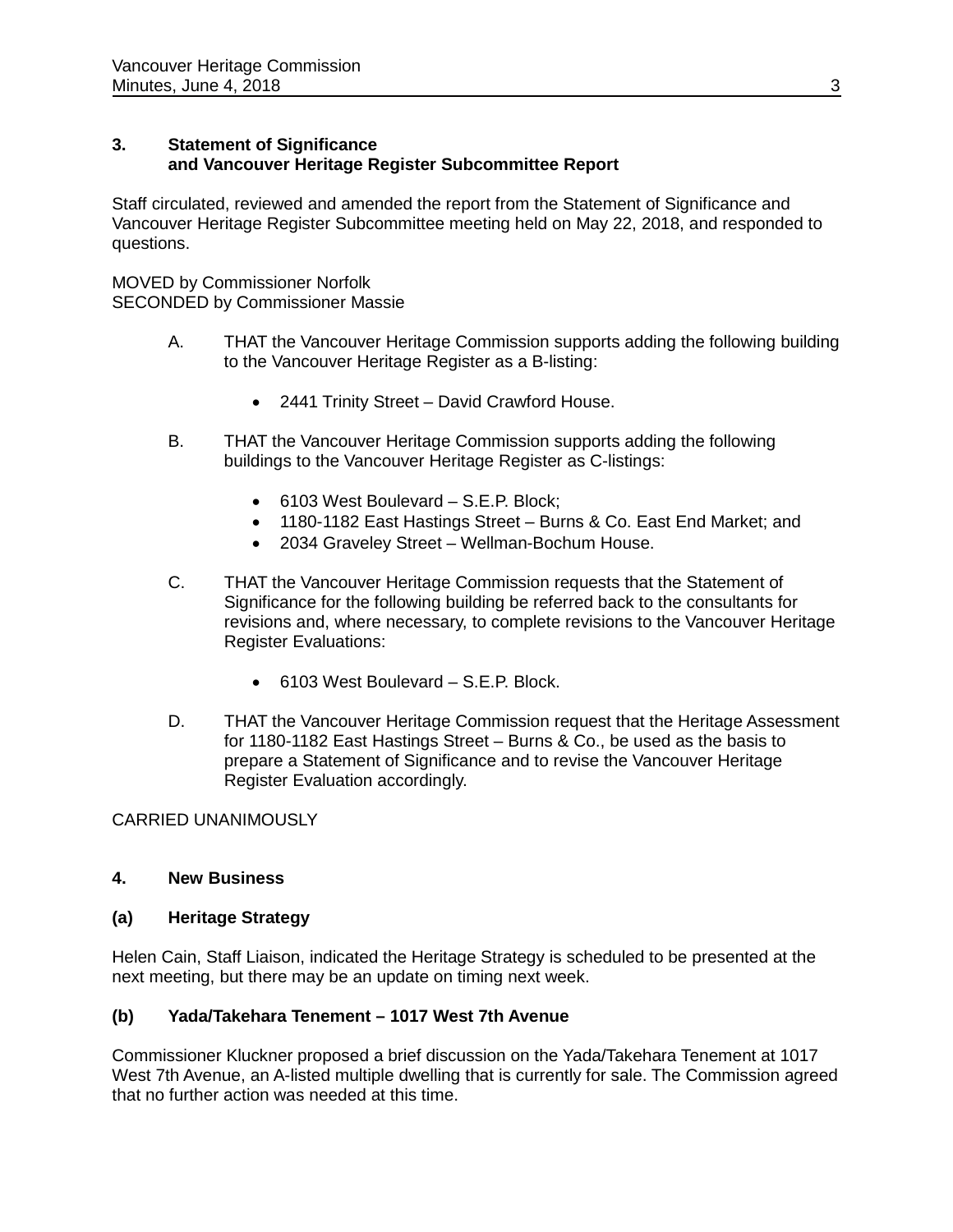### 3. Statement of Significance and Vancouver Heritage Register Subcommittee Report

Staff circulated, reviewed and amended the report from the Statement of Significance and Vancouver Heritage Register Subcommittee meeting held on May 22, 2018, and responded to questions.

MOVED by Commissioner Norfolk
SECONDED by Commissioner Massie

A. THAT the Vancouver Heritage Commission supports adding the following building to the Vancouver Heritage Register as a B-listing:

- 2441 Trinity Street – David Crawford House.

B. THAT the Vancouver Heritage Commission supports adding the following buildings to the Vancouver Heritage Register as C-listings:

- 6103 West Boulevard – S.E.P. Block;
- 1180-1182 East Hastings Street – Burns & Co. East End Market; and
- 2034 Graveley Street – Wellman-Bochum House.

C. THAT the Vancouver Heritage Commission requests that the Statement of Significance for the following building be referred back to the consultants for revisions and, where necessary, to complete revisions to the Vancouver Heritage Register Evaluations:

- 6103 West Boulevard – S.E.P. Block.

D. THAT the Vancouver Heritage Commission request that the Heritage Assessment for 1180-1182 East Hastings Street – Burns & Co., be used as the basis to prepare a Statement of Significance and to revise the Vancouver Heritage Register Evaluation accordingly.

CARRIED UNANIMOUSLY

### 4. New Business

**(a) Heritage Strategy**

Helen Cain, Staff Liaison, indicated the Heritage Strategy is scheduled to be presented at the next meeting, but there may be an update on timing next week.

**(b) Yada/Takehara Tenement – 1017 West 7th Avenue**

Commissioner Kluckner proposed a brief discussion on the Yada/Takehara Tenement at 1017 West 7th Avenue, an A-listed multiple dwelling that is currently for sale. The Commission agreed that no further action was needed at this time.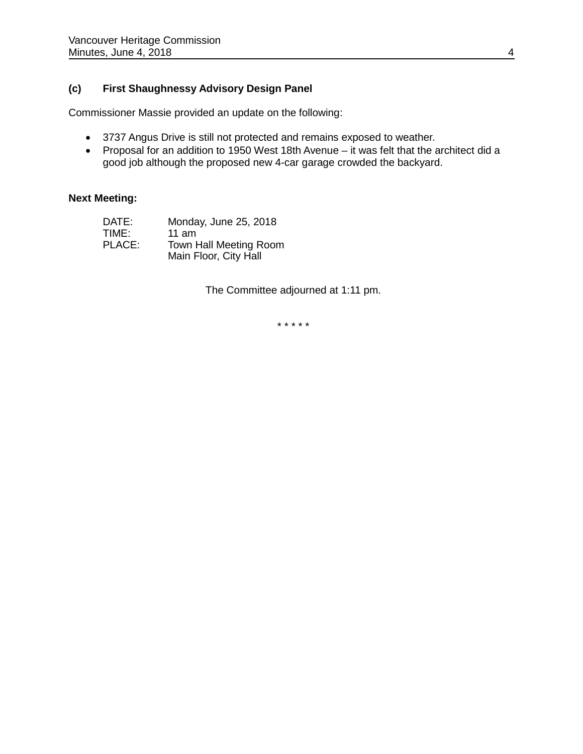### (c) First Shaughnessy Advisory Design Panel

Commissioner Massie provided an update on the following:

- 3737 Angus Drive is still not protected and remains exposed to weather.
- Proposal for an addition to 1950 West 18th Avenue – it was felt that the architect did a good job although the proposed new 4-car garage crowded the backyard.

**Next Meeting:**

DATE: Monday, June 25, 2018
TIME: 11 am
PLACE: Town Hall Meeting Room
Main Floor, City Hall

The Committee adjourned at 1:11 pm.

* * * * *